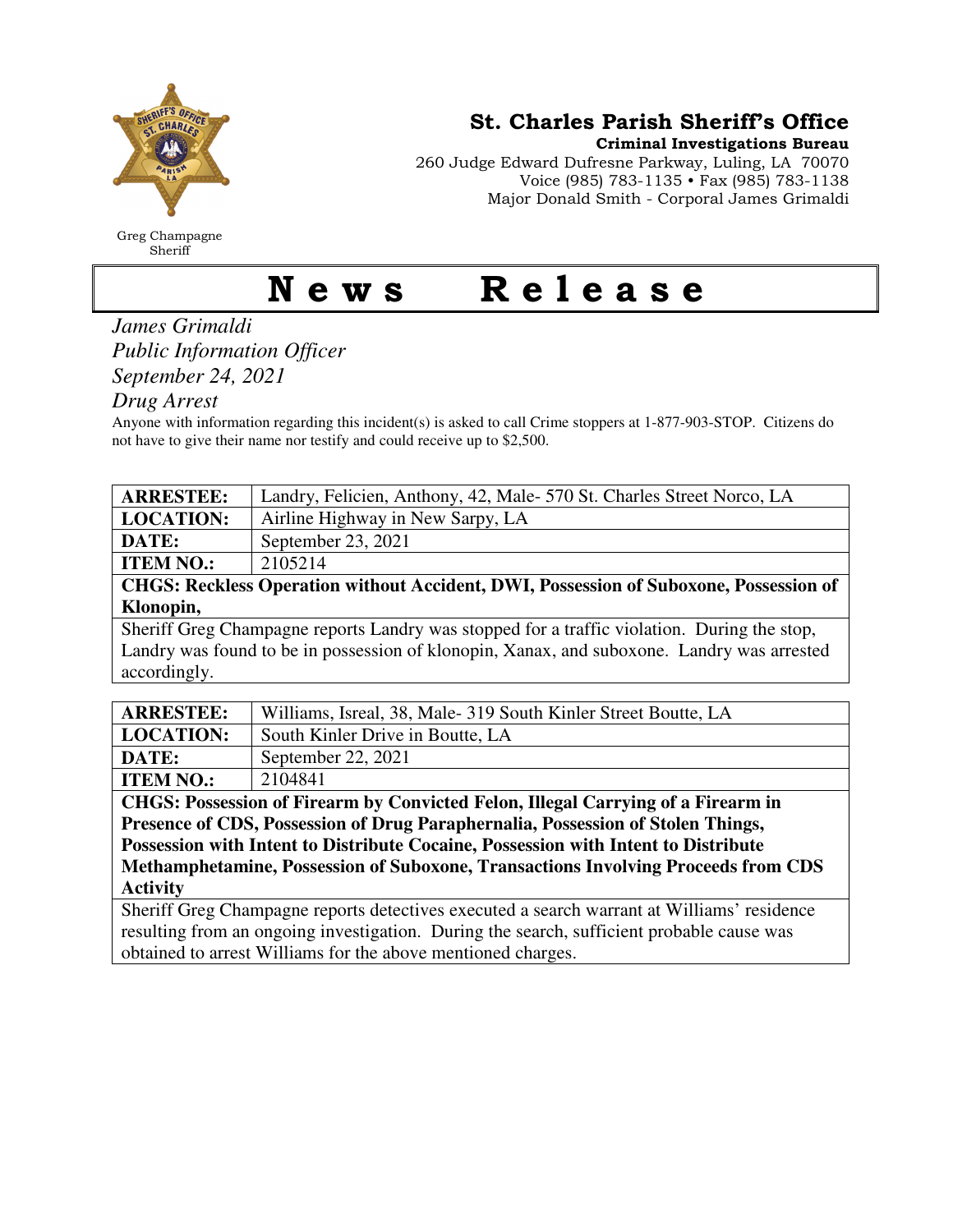Greg Champagne
Sheriff

## St. Charles Parish Sheriff's Office

**Criminal Investigations Bureau**

260 Judge Edward Dufresne Parkway, Luling, LA 70070
Voice (985) 783-1135 • Fax (985) 783-1138
Major Donald Smith - Corporal James Grimaldi

# News Release

*James Grimaldi*
*Public Information Officer*
*September 24, 2021*
*Drug Arrest*

Anyone with information regarding this incident(s) is asked to call Crime stoppers at 1-877-903-STOP. Citizens do not have to give their name nor testify and could receive up to $2,500.

| **ARRESTEE:** | Landry, Felicien, Anthony, 42, Male- 570 St. Charles Street Norco, LA |
|---|---|
| **LOCATION:** | Airline Highway in New Sarpy, LA |
| **DATE:** | September 23, 2021 |
| **ITEM NO.:** | 2105214 |
| **CHGS: Reckless Operation without Accident, DWI, Possession of Suboxone, Possession of Klonopin,** | |
| Sheriff Greg Champagne reports Landry was stopped for a traffic violation. During the stop, Landry was found to be in possession of klonopin, Xanax, and suboxone. Landry was arrested accordingly. | |

| **ARRESTEE:** | Williams, Isreal, 38, Male- 319 South Kinler Street Boutte, LA |
|---|---|
| **LOCATION:** | South Kinler Drive in Boutte, LA |
| **DATE:** | September 22, 2021 |
| **ITEM NO.:** | 2104841 |
| **CHGS: Possession of Firearm by Convicted Felon, Illegal Carrying of a Firearm in Presence of CDS, Possession of Drug Paraphernalia, Possession of Stolen Things, Possession with Intent to Distribute Cocaine, Possession with Intent to Distribute Methamphetamine, Possession of Suboxone, Transactions Involving Proceeds from CDS Activity** | |
| Sheriff Greg Champagne reports detectives executed a search warrant at Williams' residence resulting from an ongoing investigation. During the search, sufficient probable cause was obtained to arrest Williams for the above mentioned charges. | |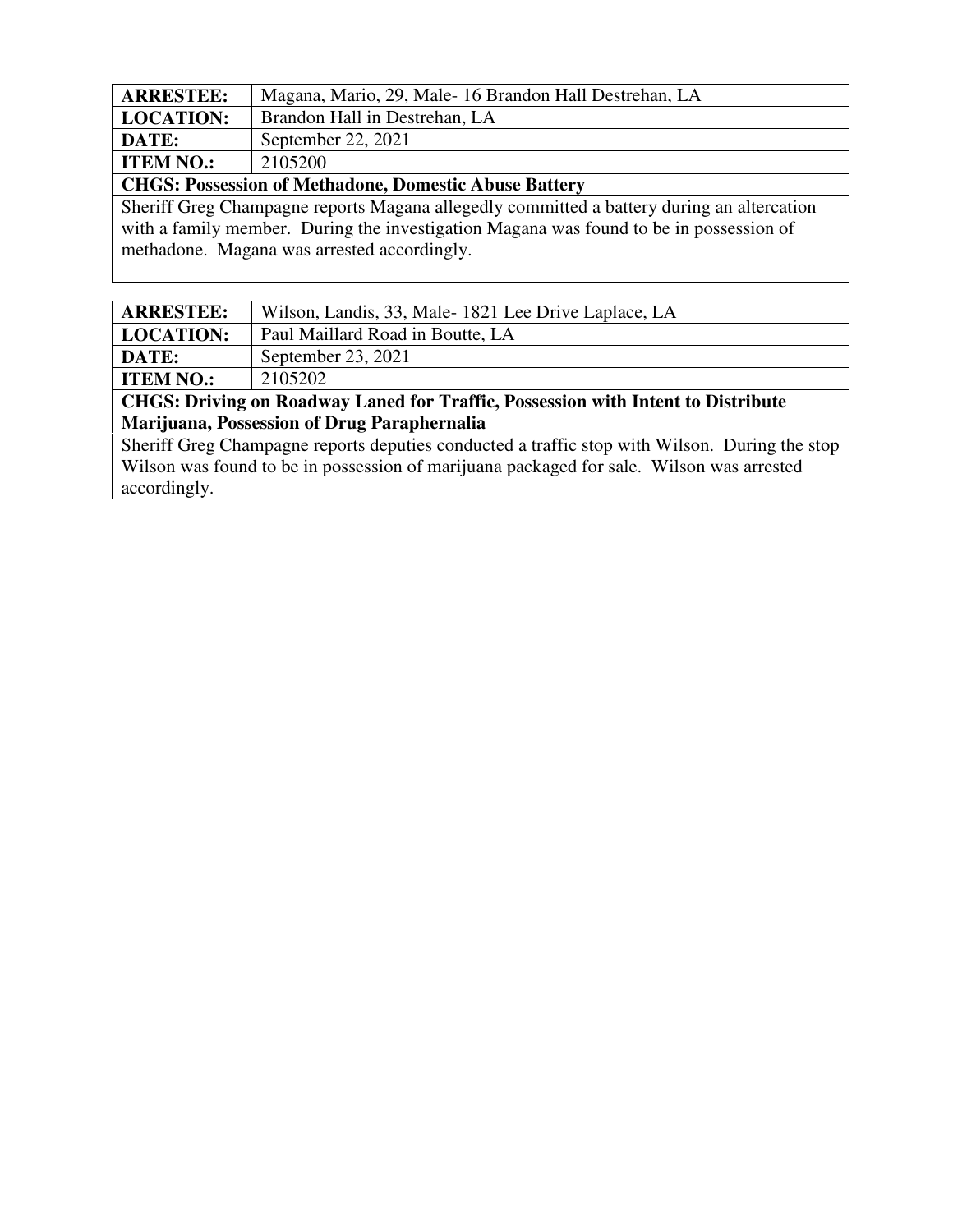| | |
|---|---|
| **ARRESTEE:** | Magana, Mario, 29, Male- 16 Brandon Hall Destrehan, LA |
| **LOCATION:** | Brandon Hall in Destrehan, LA |
| **DATE:** | September 22, 2021 |
| **ITEM NO.:** | 2105200 |

**CHGS: Possession of Methadone, Domestic Abuse Battery**

Sheriff Greg Champagne reports Magana allegedly committed a battery during an altercation with a family member. During the investigation Magana was found to be in possession of methadone. Magana was arrested accordingly.

| | |
|---|---|
| **ARRESTEE:** | Wilson, Landis, 33, Male- 1821 Lee Drive Laplace, LA |
| **LOCATION:** | Paul Maillard Road in Boutte, LA |
| **DATE:** | September 23, 2021 |
| **ITEM NO.:** | 2105202 |

**CHGS: Driving on Roadway Laned for Traffic, Possession with Intent to Distribute Marijuana, Possession of Drug Paraphernalia**

Sheriff Greg Champagne reports deputies conducted a traffic stop with Wilson. During the stop Wilson was found to be in possession of marijuana packaged for sale. Wilson was arrested accordingly.